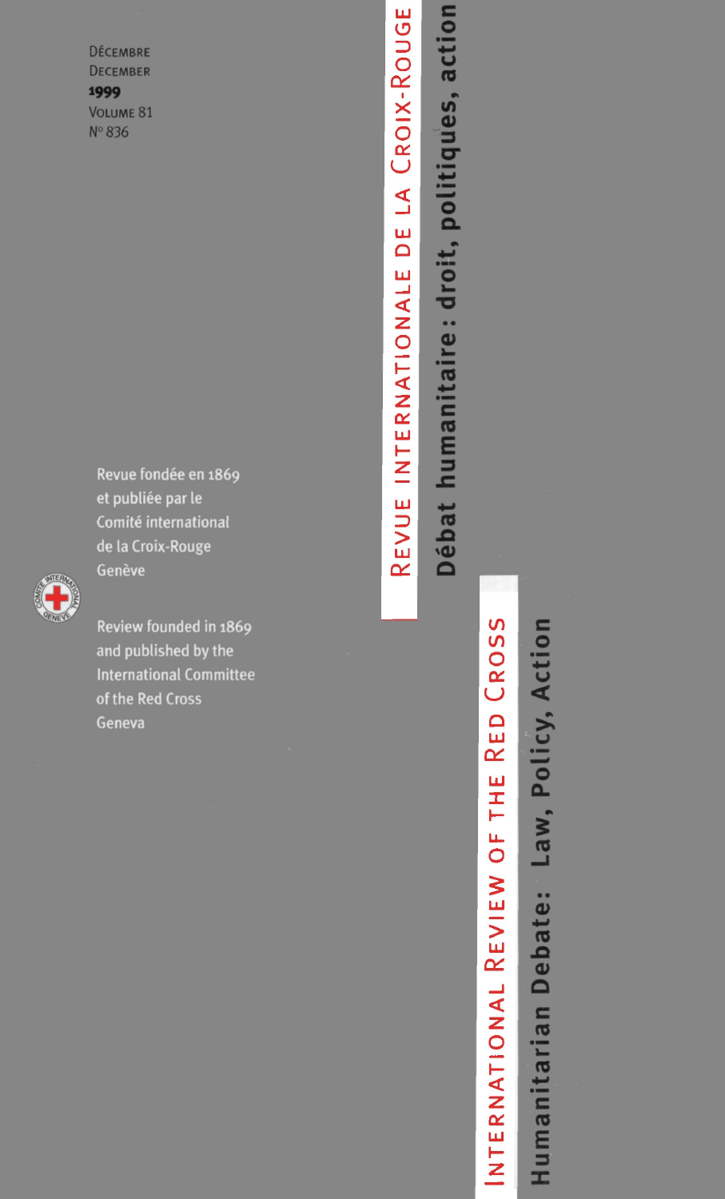Décembre
December
**1999**
Volume 81
N° 836

# Revue internationale de la Croix-Rouge

**Débat humanitaire : droit, politiques, action**

# International Review of the Red Cross

**Humanitarian Debate: Law, Policy, Action**

Revue fondée en 1869
et publiée par le
Comité international
de la Croix-Rouge
Genève

Review founded in 1869
and published by the
International Committee
of the Red Cross
Geneva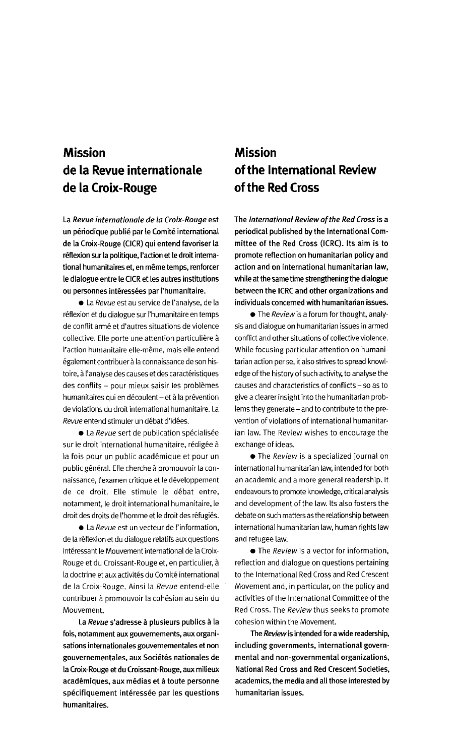## Mission de la Revue internationale de la Croix-Rouge

**La *Revue internationale de la Croix-Rouge* est un périodique publié par le Comité international de la Croix-Rouge (CICR) qui entend favoriser la réflexion sur la politique, l'action et le droit international humanitaires et, en même temps, renforcer le dialogue entre le CICR et les autres institutions ou personnes intéressées par l'humanitaire.**

● La *Revue* est au service de l'analyse, de la réflexion et du dialogue sur l'humanitaire en temps de conflit armé et d'autres situations de violence collective. Elle porte une attention particulière à l'action humanitaire elle-même, mais elle entend également contribuer à la connaissance de son histoire, à l'analyse des causes et des caractéristiques des conflits – pour mieux saisir les problèmes humanitaires qui en découlent – et à la prévention de violations du droit international humanitaire. La *Revue* entend stimuler un débat d'idées.

● La *Revue* sert de publication spécialisée sur le droit international humanitaire, rédigée à la fois pour un public académique et pour un public général. Elle cherche à promouvoir la connaissance, l'examen critique et le développement de ce droit. Elle stimule le débat entre, notamment, le droit international humanitaire, le droit des droits de l'homme et le droit des réfugiés.

● La *Revue* est un vecteur de l'information, de la réflexion et du dialogue relatifs aux questions intéressant le Mouvement international de la Croix-Rouge et du Croissant-Rouge et, en particulier, à la doctrine et aux activités du Comité international de la Croix-Rouge. Ainsi la *Revue* entend-elle contribuer à promouvoir la cohésion au sein du Mouvement.

**La *Revue* s'adresse à plusieurs publics à la fois, notamment aux gouvernements, aux organisations internationales gouvernementales et non gouvernementales, aux Sociétés nationales de la Croix-Rouge et du Croissant-Rouge, aux milieux académiques, aux médias et à toute personne spécifiquement intéressée par les questions humanitaires.**

## Mission of the International Review of the Red Cross

**The *International Review of the Red Cross* is a periodical published by the International Committee of the Red Cross (ICRC). Its aim is to promote reflection on humanitarian policy and action and on international humanitarian law, while at the same time strengthening the dialogue between the ICRC and other organizations and individuals concerned with humanitarian issues.**

● The *Review* is a forum for thought, analysis and dialogue on humanitarian issues in armed conflict and other situations of collective violence. While focusing particular attention on humanitarian action per se, it also strives to spread knowledge of the history of such activity, to analyse the causes and characteristics of conflicts – so as to give a clearer insight into the humanitarian problems they generate – and to contribute to the prevention of violations of international humanitarian law. The Review wishes to encourage the exchange of ideas.

● The *Review* is a specialized journal on international humanitarian law, intended for both an academic and a more general readership. It endeavours to promote knowledge, critical analysis and development of the law. Its also fosters the debate on such matters as the relationship between international humanitarian law, human rights law and refugee law.

● The *Review* is a vector for information, reflection and dialogue on questions pertaining to the International Red Cross and Red Crescent Movement and, in particular, on the policy and activities of the International Committee of the Red Cross. The *Review* thus seeks to promote cohesion within the Movement.

**The *Review* is intended for a wide readership, including governments, international governmental and non-governmental organizations, National Red Cross and Red Crescent Societies, academics, the media and all those interested by humanitarian issues.**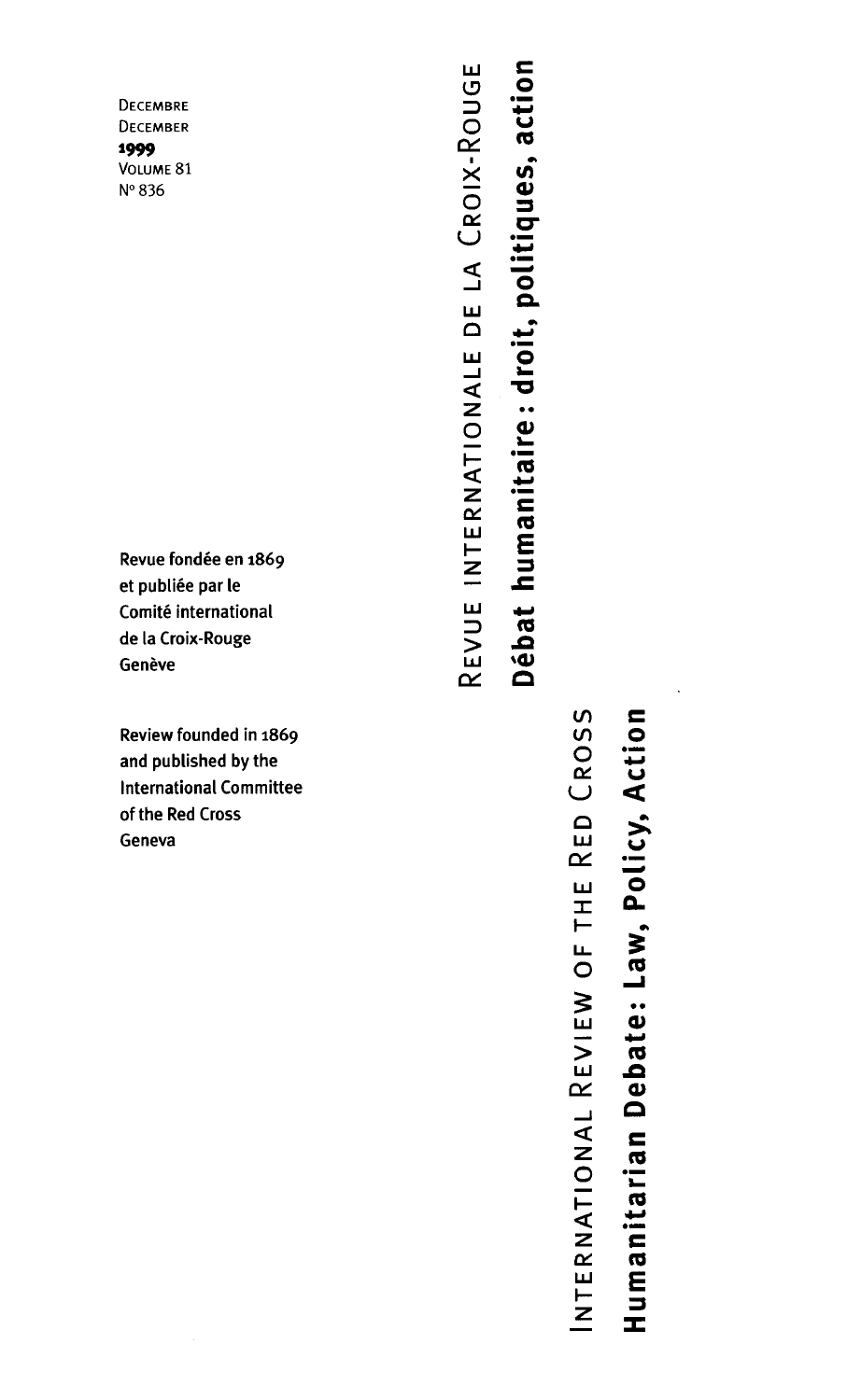DECEMBRE
DECEMBER
1999
VOLUME 81
N° 836

# REVUE INTERNATIONALE DE LA CROIX-ROUGE

## Débat humanitaire : droit, politiques, action

# INTERNATIONAL REVIEW OF THE RED CROSS

## Humanitarian Debate: Law, Policy, Action

Revue fondée en 1869
et publiée par le
Comité international
de la Croix-Rouge
Genève

Review founded in 1869
and published by the
International Committee
of the Red Cross
Geneva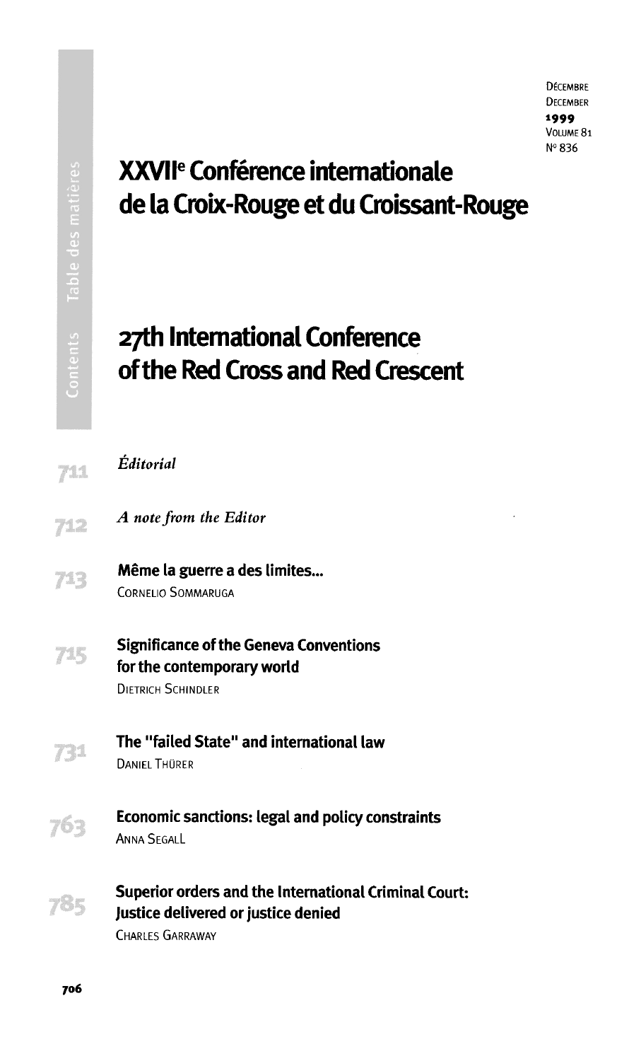Décembre
December
1999
Volume 81
N° 836

# XXVIIe Conférence internationale de la Croix-Rouge et du Croissant-Rouge

# 27th International Conference of the Red Cross and Red Crescent

Contents · Table des matières

711 *Éditorial*

712 *A note from the Editor*

713 **Même la guerre a des limites...**
Cornelio Sommaruga

715 **Significance of the Geneva Conventions for the contemporary world**
Dietrich Schindler

731 **The "failed State" and international law**
Daniel Thürer

763 **Economic sanctions: legal and policy constraints**
Anna Segall

785 **Superior orders and the International Criminal Court: Justice delivered or justice denied**
Charles Garraway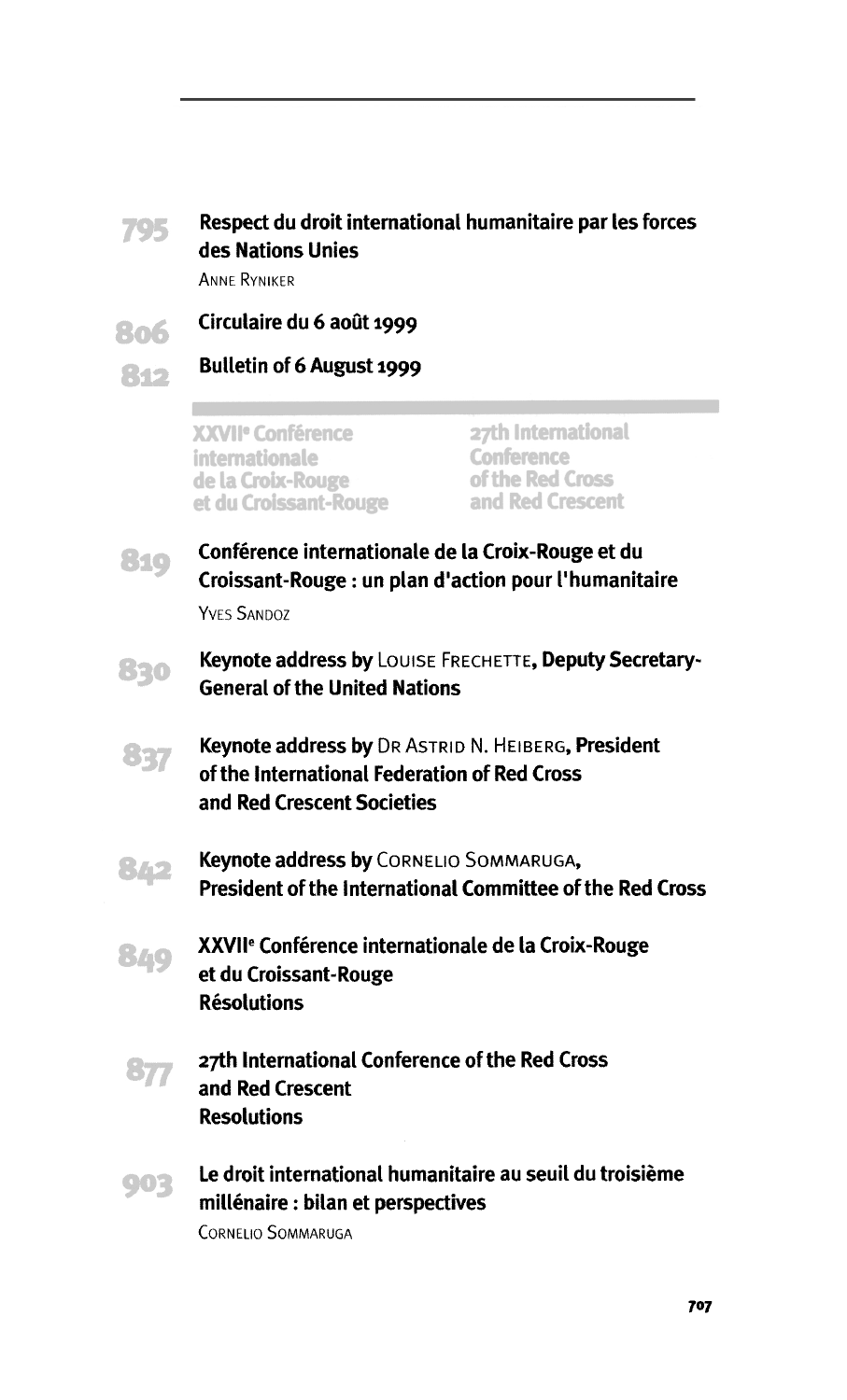795 **Respect du droit international humanitaire par les forces des Nations Unies**
ANNE RYNIKER

806 **Circulaire du 6 août 1999**

812 **Bulletin of 6 August 1999**

## XXVII[e] Conférence internationale de la Croix-Rouge et du Croissant-Rouge

## 27th International Conference of the Red Cross and Red Crescent

819 **Conférence internationale de la Croix-Rouge et du Croissant-Rouge : un plan d'action pour l'humanitaire**
YVES SANDOZ

830 **Keynote address by** LOUISE FRECHETTE, **Deputy Secretary-General of the United Nations**

837 **Keynote address by** DR ASTRID N. HEIBERG, **President of the International Federation of Red Cross and Red Crescent Societies**

842 **Keynote address by** CORNELIO SOMMARUGA, **President of the International Committee of the Red Cross**

849 **XXVII[e] Conférence internationale de la Croix-Rouge et du Croissant-Rouge Résolutions**

877 **27th International Conference of the Red Cross and Red Crescent Resolutions**

903 **Le droit international humanitaire au seuil du troisième millénaire : bilan et perspectives**
CORNELIO SOMMARUGA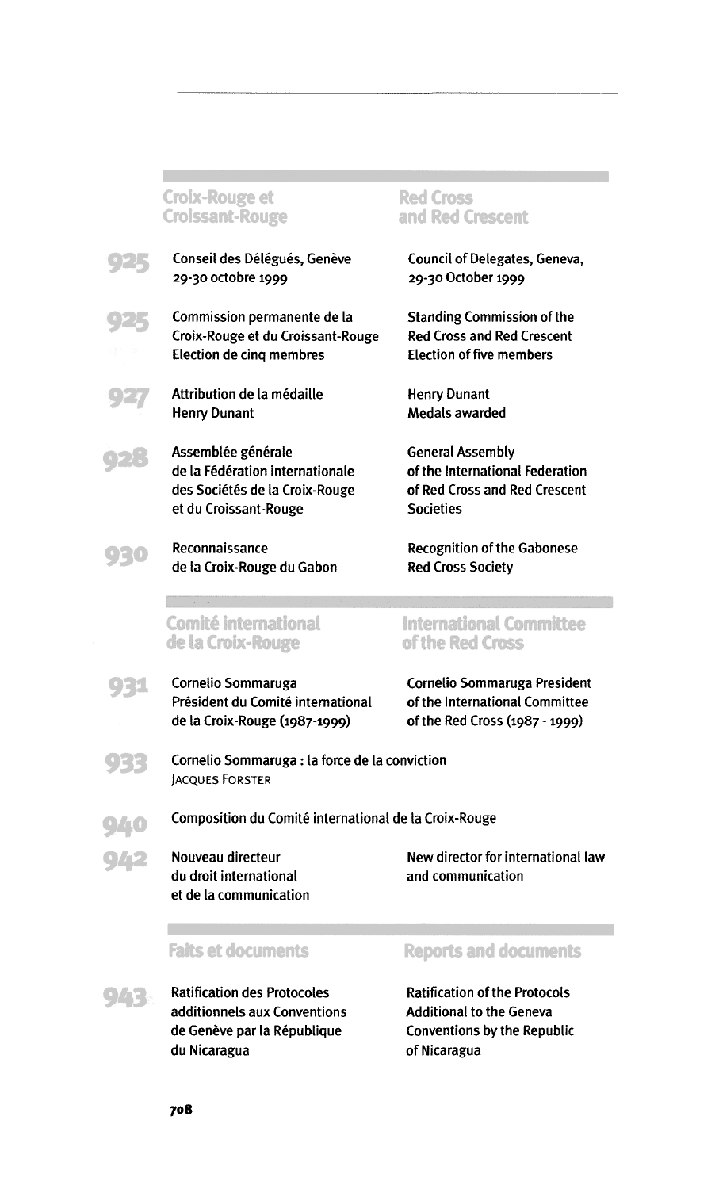## Croix-Rouge et Croissant-Rouge / Red Cross and Red Crescent

| | Français | English |
|---|---|---|
| 925 | Conseil des Délégués, Genève 29-30 octobre 1999 | Council of Delegates, Geneva, 29-30 October 1999 |
| 925 | Commission permanente de la Croix-Rouge et du Croissant-Rouge Election de cinq membres | Standing Commission of the Red Cross and Red Crescent Election of five members |
| 927 | Attribution de la médaille Henry Dunant | Henry Dunant Medals awarded |
| 928 | Assemblée générale de la Fédération internationale des Sociétés de la Croix-Rouge et du Croissant-Rouge | General Assembly of the International Federation of Red Cross and Red Crescent Societies |
| 930 | Reconnaissance de la Croix-Rouge du Gabon | Recognition of the Gabonese Red Cross Society |

## Comité international de la Croix-Rouge / International Committee of the Red Cross

| | Français | English |
|---|---|---|
| 931 | Cornelio Sommaruga Président du Comité international de la Croix-Rouge (1987-1999) | Cornelio Sommaruga President of the International Committee of the Red Cross (1987 - 1999) |
| 933 | Cornelio Sommaruga : la force de la conviction<br>JACQUES FORSTER | |
| 940 | Composition du Comité international de la Croix-Rouge | |
| 942 | Nouveau directeur du droit international et de la communication | New director for international law and communication |

## Faits et documents / Reports and documents

| | Français | English |
|---|---|---|
| 943 | Ratification des Protocoles additionnels aux Conventions de Genève par la République du Nicaragua | Ratification of the Protocols Additional to the Geneva Conventions by the Republic of Nicaragua |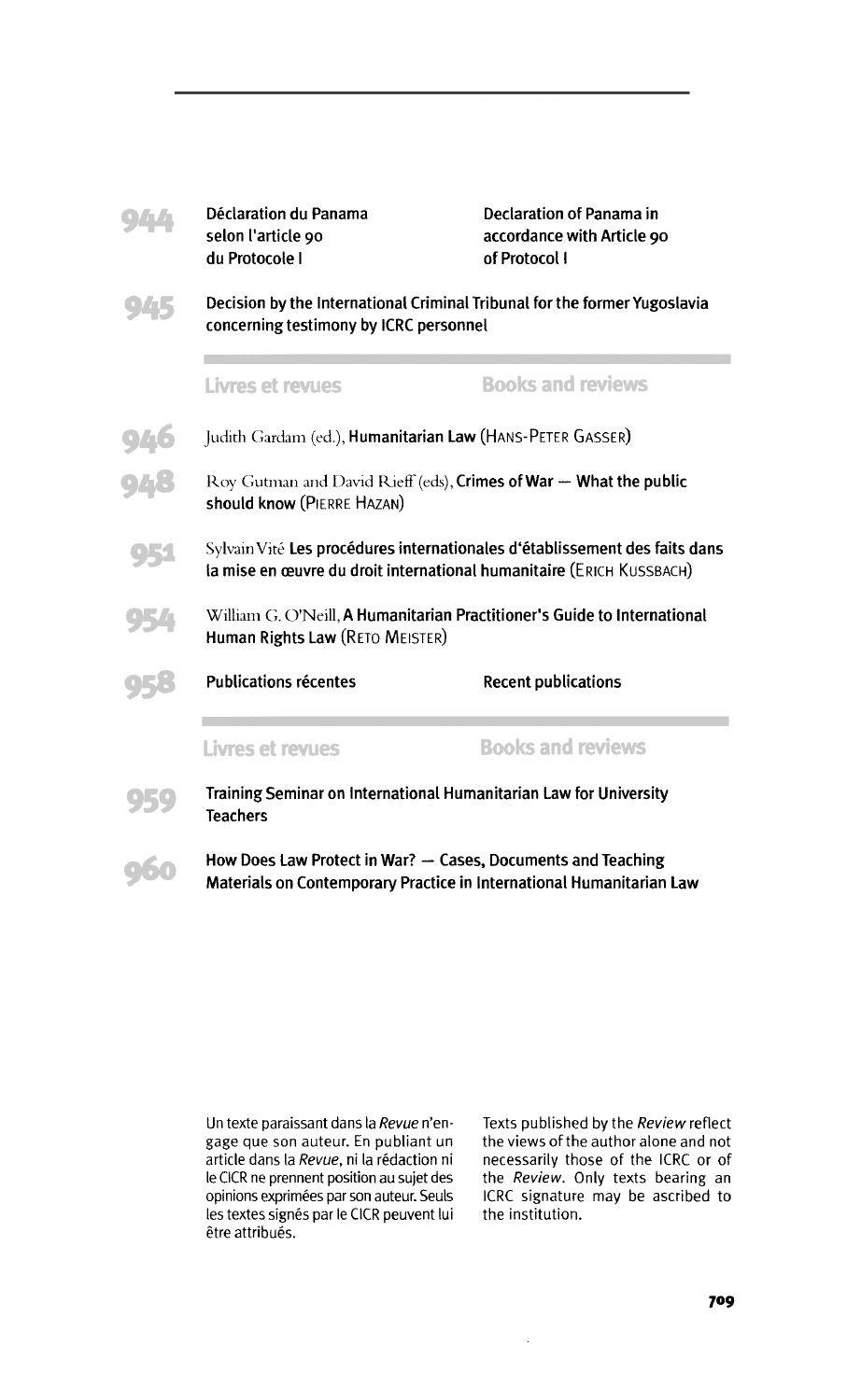944 Déclaration du Panama selon l'article 90 du Protocole I

Declaration of Panama in accordance with Article 90 of Protocol I

945 Decision by the International Criminal Tribunal for the former Yugoslavia concerning testimony by ICRC personnel

## Livres et revues — Books and reviews

946 Judith Gardam (ed.), **Humanitarian Law** (Hans-Peter Gasser)

948 Roy Gutman and David Rieff (eds), **Crimes of War — What the public should know** (Pierre Hazan)

951 Sylvain Vité **Les procédures internationales d'établissement des faits dans la mise en œuvre du droit international humanitaire** (Erich Kussbach)

954 William G. O'Neill, **A Humanitarian Practitioner's Guide to International Human Rights Law** (Reto Meister)

958 Publications récentes — Recent publications

## Livres et revues — Books and reviews

959 Training Seminar on International Humanitarian Law for University Teachers

960 How Does Law Protect in War? — Cases, Documents and Teaching Materials on Contemporary Practice in International Humanitarian Law

Un texte paraissant dans la *Revue* n'engage que son auteur. En publiant un article dans la *Revue*, ni la rédaction ni le CICR ne prennent position au sujet des opinions exprimées par son auteur. Seuls les textes signés par le CICR peuvent lui être attribués.

Texts published by the *Review* reflect the views of the author alone and not necessarily those of the ICRC or of the *Review*. Only texts bearing an ICRC signature may be ascribed to the institution.